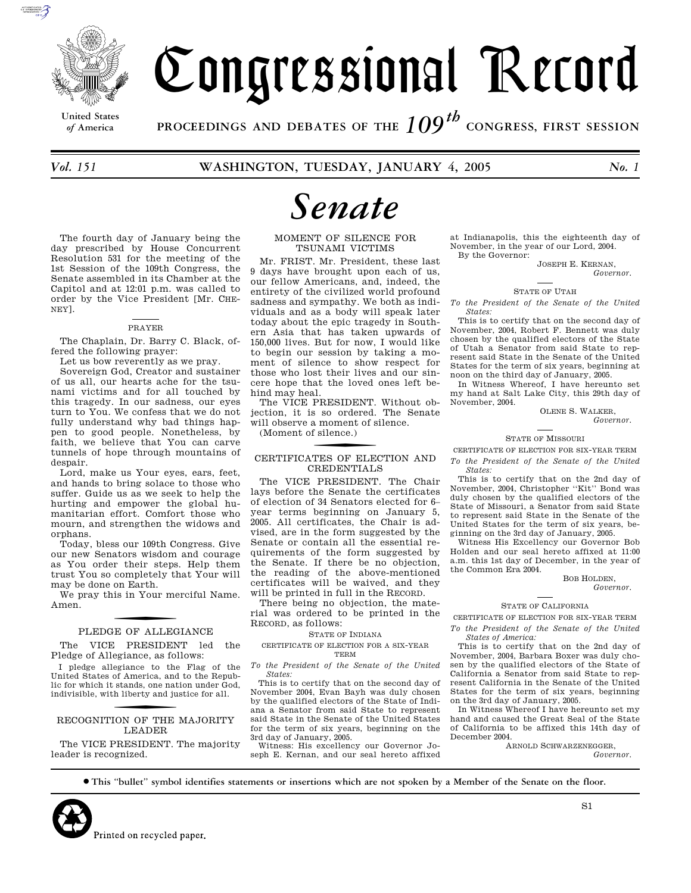# Congressional Record

United States of America

PROCEEDINGS AND DEBATES OF THE 109th CONGRESS, FIRST SESSION

*Vol. 151* WASHINGTON, TUESDAY, JANUARY 4, 2005 *No. 1*

# *Senate*

The fourth day of January being the day prescribed by House Concurrent Resolution 531 for the meeting of the 1st Session of the 109th Congress, the Senate assembled in its Chamber at the Capitol and at 12:01 p.m. was called to order by the Vice President [Mr. CHENEY].

## PRAYER

The Chaplain, Dr. Barry C. Black, offered the following prayer:

Let us bow reverently as we pray.

Sovereign God, Creator and sustainer of us all, our hearts ache for the tsunami victims and for all touched by this tragedy. In our sadness, our eyes turn to You. We confess that we do not fully understand why bad things happen to good people. Nonetheless, by faith, we believe that You can carve tunnels of hope through mountains of despair.

Lord, make us Your eyes, ears, feet, and hands to bring solace to those who suffer. Guide us as we seek to help the hurting and empower the global humanitarian effort. Comfort those who mourn, and strengthen the widows and orphans.

Today, bless our 109th Congress. Give our new Senators wisdom and courage as You order their steps. Help them trust You so completely that Your will may be done on Earth.

We pray this in Your merciful Name. Amen.

## PLEDGE OF ALLEGIANCE

The VICE PRESIDENT led the Pledge of Allegiance, as follows:

I pledge allegiance to the Flag of the United States of America, and to the Republic for which it stands, one nation under God, indivisible, with liberty and justice for all.

## RECOGNITION OF THE MAJORITY LEADER

The VICE PRESIDENT. The majority leader is recognized.

## MOMENT OF SILENCE FOR TSUNAMI VICTIMS

Mr. FRIST. Mr. President, these last 9 days have brought upon each of us, our fellow Americans, and, indeed, the entirety of the civilized world profound sadness and sympathy. We both as individuals and as a body will speak later today about the epic tragedy in Southern Asia that has taken upwards of 150,000 lives. But for now, I would like to begin our session by taking a moment of silence to show respect for those who lost their lives and our sincere hope that the loved ones left behind may heal.

The VICE PRESIDENT. Without objection, it is so ordered. The Senate will observe a moment of silence.

(Moment of silence.)

## CERTIFICATES OF ELECTION AND CREDENTIALS

The VICE PRESIDENT. The Chair lays before the Senate the certificates of election of 34 Senators elected for 6-year terms beginning on January 5, 2005. All certificates, the Chair is advised, are in the form suggested by the Senate or contain all the essential requirements of the form suggested by the Senate. If there be no objection, the reading of the above-mentioned certificates will be waived, and they will be printed in full in the RECORD.

There being no objection, the material was ordered to be printed in the RECORD, as follows:

STATE OF INDIANA

CERTIFICATE OF ELECTION FOR A SIX-YEAR TERM

*To the President of the Senate of the United States:*

This is to certify that on the second day of November 2004, Evan Bayh was duly chosen by the qualified electors of the State of Indiana a Senator from said State to represent said State in the Senate of the United States for the term of six years, beginning on the 3rd day of January, 2005.

Witness: His excellency our Governor Joseph E. Kernan, and our seal hereto affixed at Indianapolis, this the eighteenth day of November, in the year of our Lord, 2004.

By the Governor:

JOSEPH E. KERNAN,
*Governor.*

STATE OF UTAH

*To the President of the Senate of the United States:*

This is to certify that on the second day of November, 2004, Robert F. Bennett was duly chosen by the qualified electors of the State of Utah a Senator from said State to represent said State in the Senate of the United States for the term of six years, beginning at noon on the third day of January, 2005.

In Witness Whereof, I have hereunto set my hand at Salt Lake City, this 29th day of November, 2004.

OLENE S. WALKER,
*Governor.*

STATE OF MISSOURI

CERTIFICATE OF ELECTION FOR SIX-YEAR TERM

*To the President of the Senate of the United States:*

This is to certify that on the 2nd day of November, 2004, Christopher ''Kit'' Bond was duly chosen by the qualified electors of the State of Missouri, a Senator from said State to represent said State in the Senate of the United States for the term of six years, beginning on the 3rd day of January, 2005.

Witness His Excellency our Governor Bob Holden and our seal hereto affixed at 11:00 a.m. this 1st day of December, in the year of the Common Era 2004.

BOB HOLDEN,
*Governor.*

STATE OF CALIFORNIA

CERTIFICATE OF ELECTION FOR SIX-YEAR TERM

*To the President of the Senate of the United States of America:*

This is to certify that on the 2nd day of November, 2004, Barbara Boxer was duly chosen by the qualified electors of the State of California a Senator from said State to represent California in the Senate of the United States for the term of six years, beginning on the 3rd day of January, 2005.

In Witness Whereof I have hereunto set my hand and caused the Great Seal of the State of California to be affixed this 14th day of December 2004.

ARNOLD SCHWARZENEGGER,
*Governor.*

● **This "bullet" symbol identifies statements or insertions which are not spoken by a Member of the Senate on the floor.**

Printed on recycled paper.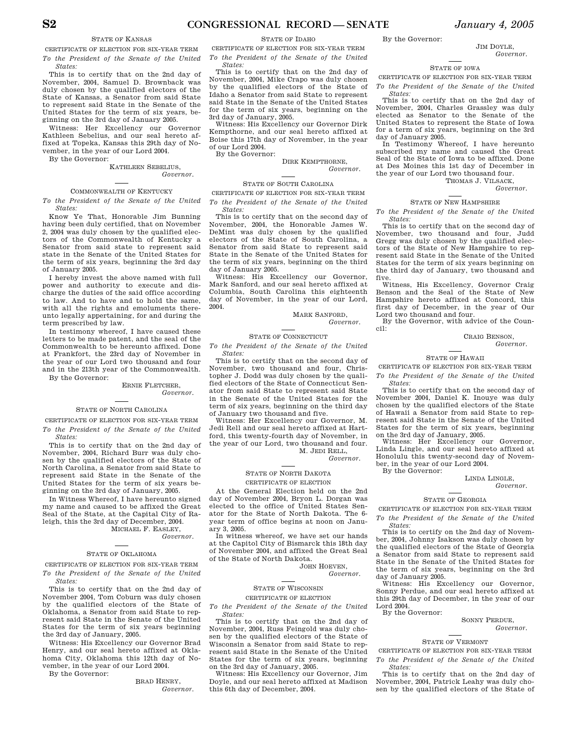STATE OF KANSAS

CERTIFICATE OF ELECTION FOR SIX-YEAR TERM

*To the President of the Senate of the United States:*

This is to certify that on the 2nd day of November, 2004, Samuel D. Brownback was duly chosen by the qualified electors of the State of Kansas, a Senator from said State to represent said State in the Senate of the United States for the term of six years, beginning on the 3rd day of January 2005.

Witness: Her Excellency our Governor Kathleen Sebelius, and our seal hereto affixed at Topeka, Kansas this 29th day of November, in the year of our Lord 2004.

By the Governor:

KATHLEEN SEBELIUS,
*Governor.*

COMMONWEALTH OF KENTUCKY

*To the President of the Senate of the United States:*

Know Ye That, Honorable Jim Bunning having been duly certified, that on November 2, 2004 was duly chosen by the qualified electors of the Commonwealth of Kentucky a Senator from said state to represent said state in the Senate of the United States for the term of six years, beginning the 3rd day of January 2005.

I hereby invest the above named with full power and authority to execute and discharge the duties of the said office according to law. And to have and to hold the same, with all the rights and emoluments thereunto legally appertaining, for and during the term prescribed by law.

In testimony whereof, I have caused these letters to be made patent, and the seal of the Commonwealth to be hereunto affixed. Done at Frankfort, the 23rd day of November in the year of our Lord two thousand and four and in the 213th year of the Commonwealth.

By the Governor:

ERNIE FLETCHER,
*Governor.*

STATE OF NORTH CAROLINA

CERTIFICATE OF ELECTION FOR SIX-YEAR TERM

*To the President of the Senate of the United States:*

This is to certify that on the 2nd day of November, 2004, Richard Burr was duly chosen by the qualified electors of the State of North Carolina, a Senator from said State to represent said State in the Senate of the United States for the term of six years beginning on the 3rd day of January, 2005.

In Witness Whereof, I have hereunto signed my name and caused to be affixed the Great Seal of the State, at the Capital City of Raleigh, this the 3rd day of December, 2004.

MICHAEL F. EASLEY,
*Governor.*

STATE OF OKLAHOMA

CERTIFICATE OF ELECTION FOR SIX-YEAR TERM

*To the President of the Senate of the United States:*

This is to certify that on the 2nd day of November 2004, Tom Coburn was duly chosen by the qualified electors of the State of Oklahoma, a Senator from said State to represent said State in the Senate of the United States for the term of six years beginning the 3rd day of January, 2005.

Witness: His Excellency our Governor Brad Henry, and our seal hereto affixed at Oklahoma City, Oklahoma this 12th day of November, in the year of our Lord 2004.

By the Governor:

BRAD HENRY,
*Governor.*

STATE OF IDAHO

CERTIFICATE OF ELECTION FOR SIX-YEAR TERM

*To the President of the Senate of the United States:*

This is to certify that on the 2nd day of November, 2004, Mike Crapo was duly chosen by the qualified electors of the State of Idaho a Senator from said State to represent said State in the Senate of the United States for the term of six years, beginning on the 3rd day of January, 2005.

Witness: His Excellency our Governor Dirk Kempthorne, and our seal hereto affixed at Boise this 17th day of November, in the year of our Lord 2004.

By the Governor:

DIRK KEMPTHORNE,
*Governor.*

STATE OF SOUTH CAROLINA

CERTIFICATE OF ELECTION FOR SIX-YEAR TERM

*To the President of the Senate of the United States:*

This is to certify that on the second day of November, 2004, the Honorable James W. DeMint was duly chosen by the qualified electors of the State of South Carolina, a Senator from said State to represent said State in the Senate of the United States for the term of six years, beginning on the third day of January 2005.

Witness: His Excellency our Governor, Mark Sanford, and our seal hereto affixed at Columbia, South Carolina this eighteenth day of November, in the year of our Lord, 2004.

MARK SANFORD,
*Governor.*

STATE OF CONNECTICUT

*To the President of the Senate of the United States:*

This is to certify that on the second day of November, two thousand and four, Christopher J. Dodd was duly chosen by the qualified electors of the State of Connecticut Senator from said State to represent said State in the Senate of the United States for the term of six years, beginning on the third day of January two thousand and five.

Witness: Her Excellency our Governor, M. Jedi Rell and our seal hereto affixed at Hartford, this twenty-fourth day of November, in the year of our Lord, two thousand and four.

M. JEDI RELL,
*Governor.*

STATE OF NORTH DAKOTA

CERTIFICATE OF ELECTION

At the General Election held on the 2nd day of November 2004, Bryon L. Dorgan was elected to the office of United States Senator for the State of North Dakota. The 6-year term of office begins at noon on January 3, 2005.

In witness whereof, we have set our hands at the Capitol City of Bismarck this 18th day of November 2004, and affixed the Great Seal of the State of North Dakota.

JOHN HOEVEN,
*Governor.*

STATE OF WISCONSIN

CERTIFICATE OF ELECTION

*To the President of the Senate of the United States:*

This is to certify that on the 2nd day of November, 2004, Russ Feingold was duly chosen by the qualified electors of the State of Wisconsin a Senator from said State to represent said State in the Senate of the United States for the term of six years, beginning on the 3rd day of January, 2005.

Witness: His Excellency our Governor, Jim Doyle, and our seal hereto affixed at Madison this 6th day of December, 2004.

By the Governor:

JIM DOYLE,
*Governor.*

STATE OF IOWA

CERTIFICATE OF ELECTION FOR SIX-YEAR TERM

*To the President of the Senate of the United States:*

This is to certify that on the 2nd day of November, 2004, Charles Grassley was duly elected as Senator to the Senate of the United States to represent the State of Iowa for a term of six years, beginning on the 3rd day of January 2005.

In Testimony Whereof, I have hereunto subscribed my name and caused the Great Seal of the State of Iowa to be affixed. Done at Des Moines this 1st day of December in the year of our Lord two thousand four.

THOMAS J. VILSACK,
*Governor.*

STATE OF NEW HAMPSHIRE

*To the President of the Senate of the United States:*

This is to certify that on the second day of November, two thousand and four, Judd Gregg was duly chosen by the qualified electors of the State of New Hampshire to represent said State in the Senate of the United States for the term of six years beginning on the third day of January, two thousand and five.

Witness, His Excellency, Governor Craig Benson and the Seal of the State of New Hampshire hereto affixed at Concord, this first day of December, in the year of Our Lord two thousand and four.

By the Governor, with advice of the Council:

CRAIG BENSON,
*Governor.*

STATE OF HAWAII

CERTIFICATE OF ELECTION FOR SIX-YEAR TERM

*To the President of the Senate of the United States:*

This is to certify that on the second day of November 2004, Daniel K. Inouye was duly chosen by the qualified electors of the State of Hawaii a Senator from said State to represent said State in the Senate of the United States for the term of six years, beginning on the 3rd day of January, 2005.

Witness: Her Excellency our Governor, Linda Lingle, and our seal hereto affixed at Honolulu this twenty-second day of November, in the year of our Lord 2004.

By the Governor:

LINDA LINGLE,
*Governor.*

STATE OF GEORGIA

CERTIFICATE OF ELECTION FOR SIX-YEAR TERM

*To the President of the Senate of the United States:*

This is to certify on the 2nd day of November, 2004, Johnny Isakson was duly chosen by the qualified electors of the State of Georgia a Senator from said State to represent said State in the Senate of the United States for the term of six years, beginning on the 3rd day of January 2005.

Witness: His Excellency our Governor, Sonny Perdue, and our seal hereto affixed at this 29th day of December, in the year of our Lord 2004.

By the Governor:

SONNY PERDUE,
*Governor.*

STATE OF VERMONT

CERTIFICATE OF ELECTION FOR SIX-YEAR TERM

*To the President of the Senate of the United States:*

This is to certify that on the 2nd day of November, 2004, Patrick Leahy was duly chosen by the qualified electors of the State of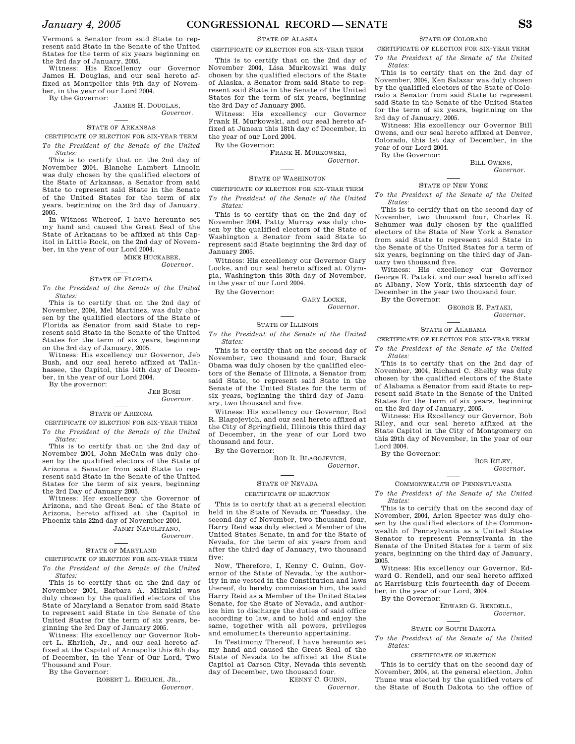Vermont a Senator from said State to represent said State in the Senate of the United States for the term of six years beginning on the 3rd day of January, 2005.

Witness: His Excellency our Governor James H. Douglas, and our seal hereto affixed at Montpelier this 9th day of November, in the year of our Lord 2004.

By the Governor:

JAMES H. DOUGLAS,
*Governor.*

---

STATE OF ARKANSAS

CERTIFICATE OF ELECTION FOR SIX-YEAR TERM

*To the President of the Senate of the United States:*

This is to certify that on the 2nd day of November 2004, Blanche Lambert Lincoln was duly chosen by the qualified electors of the State of Arkansas, a Senator from said State to represent said State in the Senate of the United States for the term of six years, beginning on the 3rd day of January, 2005.

In Witness Whereof, I have hereunto set my hand and caused the Great Seal of the State of Arkansas to be affixed at this Capitol in Little Rock, on the 2nd day of November, in the year of our Lord 2004.

MIKE HUCKABEE,
*Governor.*

---

STATE OF FLORIDA

*To the President of the Senate of the United States:*

This is to certify that on the 2nd day of November, 2004, Mel Martinez, was duly chosen by the qualified electors of the State of Florida as Senator from said State to represent said State in the Senate of the United States for the term of six years, beginning on the 3rd day of January, 2005.

Witness: His excellency our Governor, Jeb Bush, and our seal hereto affixed at Tallahassee, the Capitol, this 14th day of December, in the year of our Lord 2004.

By the governor:

JEB BUSH
*Governor.*

---

STATE OF ARIZONA

CERTIFICATE OF ELECTION FOR SIX-YEAR TERM

*To the President of the Senate of the United States:*

This is to certify that on the 2nd day of November 2004, John McCain was duly chosen by the qualified electors of the State of Arizona a Senator from said State to represent said State in the Senate of the United States for the term of six years, beginning the 3rd Day of January 2005.

Witness: Her excellency the Governor of Arizona, and the Great Seal of the State of Arizona, hereto affixed at the Capitol in Phoenix this 22nd day of November 2004.

JANET NAPOLITANO,
*Governor.*

---

STATE OF MARYLAND

CERTIFICATE OF ELECTION FOR SIX-YEAR TERM

*To the President of the Senate of the United States:*

This is to certify that on the 2nd day of November 2004, Barbara A. Mikulski was duly chosen by the qualified electors of the State of Maryland a Senator from said State to represent said State in the Senate of the United States for the term of six years, beginning the 3rd Day of January 2005.

Witness: His excellency our Governor Robert L. Ehrlich, Jr., and our seal hereto affixed at the Capitol of Annapolis this 6th day of December, in the Year of Our Lord, Two Thousand and Four.

By the Governor:

ROBERT L. EHRLICH, JR.,
*Governor.*

---

STATE OF ALASKA

CERTIFICATE OF ELECTION FOR SIX-YEAR TERM

This is to certify that on the 2nd day of November 2004, Lisa Murkowski was duly chosen by the qualified electors of the State of Alaska, a Senator from said State to represent said State in the Senate of the United States for the term of six years, beginning the 3rd Day of January 2005.

Witness: His excellency our Governor Frank H. Murkowski, and our seal hereto affixed at Juneau this 18th day of December, in the year of our Lord 2004.

By the Governor:

FRANK H. MURKOWSKI,
*Governor.*

---

STATE OF WASHINGTON

CERTIFICATE OF ELECTION FOR SIX-YEAR TERM

*To the President of the Senate of the United States:*

This is to certify that on the 2nd day of November 2004, Patty Murray was duly chosen by the qualified electors of the State of Washington a Senator from said State to represent said State beginning the 3rd day of January 2005.

Witness: His excellency our Governor Gary Locke, and our seal hereto affixed at Olympia, Washington this 30th day of November, in the year of our Lord 2004.

By the Governor:

GARY LOCKE,
*Governor.*

---

STATE OF ILLINOIS

*To the President of the Senate of the United States:*

This is to certify that on the second day of November, two thousand and four, Barack Obama was duly chosen by the qualified electors of the Senate of Illinois, a Senator from said State, to represent said State in the Senate of the United States for the term of six years, beginning the third day of January, two thousand and five.

Witness: His excellency our Governor, Rod R. Blagojevich, and our seal hereto affixed at the City of Springfield, Illinois this third day of December, in the year of our Lord two thousand and four.

By the Governor:

ROD R. BLAGOJEVICH,
*Governor.*

---

STATE OF NEVADA

CERTIFICATE OF ELECTION

This is to certify that at a general election held in the State of Nevada on Tuesday, the second day of November, two thousand four, Harry Reid was duly elected a Member of the United States Senate, in and for the State of Nevada, for the term of six years from and after the third day of January, two thousand five:

Now, Therefore, I, Kenny C. Guinn, Governor of the State of Nevada, by the authority in me vested in the Constitution and laws thereof, do hereby commission him, the said Harry Reid as a Member of the United States Senate, for the State of Nevada, and authorize him to discharge the duties of said office according to law, and to hold and enjoy the same, together with all powers, privileges and emoluments thereunto appertaining.

In Testimony Thereof, I have hereunto set my hand and caused the Great Seal of the State of Nevada to be affixed at the State Capitol at Carson City, Nevada this seventh day of December, two thousand four.

KENNY C. GUINN,
*Governor.*

---

STATE OF COLORADO

CERTIFICATE OF ELECTION FOR SIX-YEAR TERM

*To the President of the Senate of the United States:*

This is to certify that on the 2nd day of November, 2004, Ken Salazar was duly chosen by the qualified electors of the State of Colorado a Senator from said State to represent said State in the Senate of the United States for the term of six years, beginning on the 3rd day of January, 2005.

Witness: His excellency our Governor Bill Owens, and our seal hereto affixed at Denver, Colorado, this 1st day of December, in the year of our Lord 2004.

By the Governor:

BILL OWENS,
*Governor.*

---

STATE OF NEW YORK

*To the President of the Senate of the United States:*

This is to certify that on the second day of November, two thousand four, Charles E. Schumer was duly chosen by the qualified electors of the State of New York a Senator from said State to represent said State in the Senate of the United States for a term of six years, beginning on the third day of January two thousand five.

Witness: His excellency our Governor George E. Pataki, and our seal hereto affixed at Albany, New York, this sixteenth day of December in the year two thousand four.

By the Governor:

GEORGE E. PATAKI,
*Governor.*

---

STATE OF ALABAMA

CERTIFICATE OF ELECTION FOR SIX-YEAR TERM

*To the President of the Senate of the United States:*

This is to certify that on the 2nd day of November, 2004, Richard C. Shelby was duly chosen by the qualified electors of the State of Alabama a Senator from said State to represent said State in the Senate of the United States for the term of six years, beginning on the 3rd day of January, 2005.

Witness: His Excellency our Governor, Bob Riley, and our seal hereto affixed at the State Capitol in the City of Montgomery on this 29th day of November, in the year of our Lord 2004.

By the Governor:

BOB RILEY,
*Governor.*

---

COMMONWEALTH OF PENNSYLVANIA

*To the President of the Senate of the United States:*

This is to certify that on the second day of November, 2004, Arlen Specter was duly chosen by the qualified electors of the Commonwealth of Pennsylvania as a United States Senator to represent Pennsylvania in the Senate of the United States for a term of six years, beginning on the third day of January, 2005.

Witness: His excellency our Governor, Edward G. Rendell, and our seal hereto affixed at Harrisburg this fourteenth day of December, in the year of our Lord, 2004.

By the Governor:

EDWARD G. RENDELL,
*Governor.*

---

STATE OF SOUTH DAKOTA

*To the President of the Senate of the United States:*

CERTIFICATE OF ELECTION

This is to certify that on the second day of November, 2004, at the general election, John Thune was elected by the qualified voters of the State of South Dakota to the office of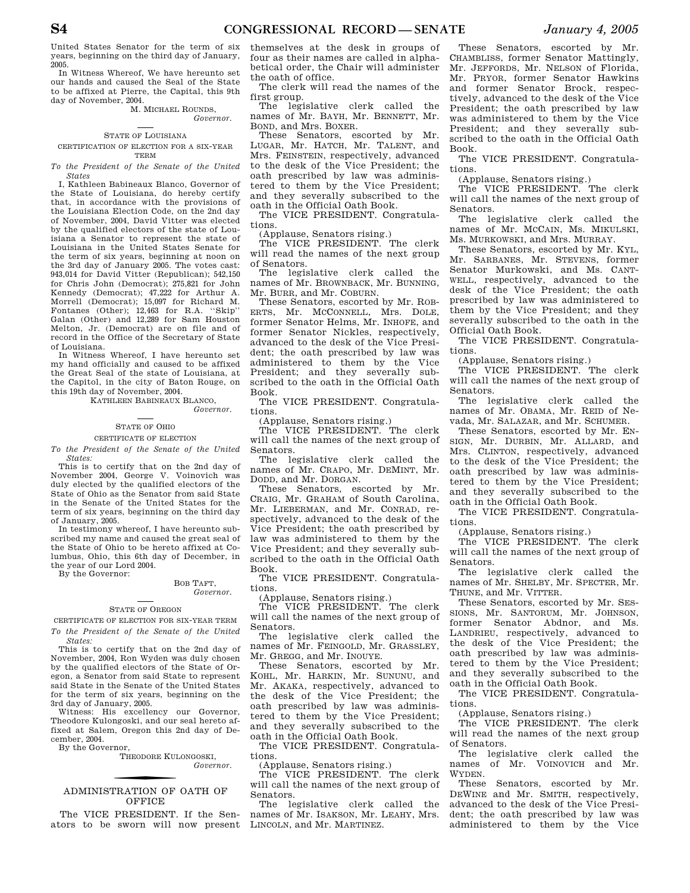United States Senator for the term of six years, beginning on the third day of January, 2005.

In Witness Whereof, We have hereunto set our hands and caused the Seal of the State to be affixed at Pierre, the Capital, this 9th day of November, 2004.

M. MICHAEL ROUNDS,
*Governor.*

STATE OF LOUISIANA

CERTIFICATION OF ELECTION FOR A SIX-YEAR TERM

*To the President of the Senate of the United States*

I, Kathleen Babineaux Blanco, Governor of the State of Louisiana, do hereby certify that, in accordance with the provisions of the Louisiana Election Code, on the 2nd day of November, 2004, David Vitter was elected by the qualified electors of the state of Louisiana a Senator to represent the state of Louisiana in the United States Senate for the term of six years, beginning at noon on the 3rd day of January 2005. The votes cast: 943,014 for David Vitter (Republican); 542,150 for Chris John (Democrat); 275,821 for John Kennedy (Democrat); 47,222 for Arthur A. Morrell (Democrat); 15,097 for Richard M. Fontanes (Other); 12,463 for R.A. ''Skip'' Galan (Other) and 12,289 for Sam Houston Melton, Jr. (Democrat) are on file and of record in the Office of the Secretary of State of Louisiana.

In Witness Whereof, I have hereunto set my hand officially and caused to be affixed the Great Seal of the state of Louisiana, at the Capitol, in the city of Baton Rouge, on this 19th day of November, 2004.

KATHLEEN BABINEAUX BLANCO,
*Governor.*

STATE OF OHIO

CERTIFICATE OF ELECTION

*To the President of the Senate of the United States:*

This is to certify that on the 2nd day of November 2004, George V. Voinovich was duly elected by the qualified electors of the State of Ohio as the Senator from said State in the Senate of the United States for the term of six years, beginning on the third day of January, 2005.

In testimony whereof, I have hereunto subscribed my name and caused the great seal of the State of Ohio to be hereto affixed at Columbus, Ohio, this 6th day of December, in the year of our Lord 2004.

By the Governor:

BOB TAFT,
*Governor.*

STATE OF OREGON

CERTIFICATE OF ELECTION FOR SIX-YEAR TERM

*To the President of the Senate of the United States:*

This is to certify that on the 2nd day of November, 2004, Ron Wyden was duly chosen by the qualified electors of the State of Oregon, a Senator from said State to represent said State in the Senate of the United States for the term of six years, beginning on the 3rd day of January, 2005.

Witness: His excellency our Governor, Theodore Kulongoski, and our seal hereto affixed at Salem, Oregon this 2nd day of December, 2004.

By the Governor,

THEODORE KULONGOSKI,
*Governor.*

## ADMINISTRATION OF OATH OF OFFICE

The VICE PRESIDENT. If the Senators to be sworn will now present themselves at the desk in groups of four as their names are called in alphabetical order, the Chair will administer the oath of office.

The clerk will read the names of the first group.

The legislative clerk called the names of Mr. BAYH, Mr. BENNETT, Mr. BOND, and Mrs. BOXER.

These Senators, escorted by Mr. LUGAR, Mr. HATCH, Mr. TALENT, and Mrs. FEINSTEIN, respectively, advanced to the desk of the Vice President; the oath prescribed by law was administered to them by the Vice President; and they severally subscribed to the oath in the Official Oath Book.

The VICE PRESIDENT. Congratulations.

(Applause, Senators rising.)

The VICE PRESIDENT. The clerk will read the names of the next group of Senators.

The legislative clerk called the names of Mr. BROWNBACK, Mr. BUNNING, Mr. BURR, and Mr. COBURN.

These Senators, escorted by Mr. ROBERTS, Mr. MCCONNELL, Mrs. DOLE, former Senator Helms, Mr. INHOFE, and former Senator Nickles, respectively, advanced to the desk of the Vice President; the oath prescribed by law was administered to them by the Vice President; and they severally subscribed to the oath in the Official Oath Book.

The VICE PRESIDENT. Congratulations.

(Applause, Senators rising.)

The VICE PRESIDENT. The clerk will call the names of the next group of Senators.

The legislative clerk called the names of Mr. CRAPO, Mr. DEMINT, Mr. DODD, and Mr. DORGAN.

These Senators, escorted by Mr. CRAIG, Mr. GRAHAM of South Carolina, Mr. LIEBERMAN, and Mr. CONRAD, respectively, advanced to the desk of the Vice President; the oath prescribed by law was administered to them by the Vice President; and they severally subscribed to the oath in the Official Oath Book.

The VICE PRESIDENT. Congratulations.

(Applause, Senators rising.)

The VICE PRESIDENT. The clerk will call the names of the next group of Senators.

The legislative clerk called the names of Mr. FEINGOLD, Mr. GRASSLEY, Mr. GREGG, and Mr. INOUYE.

These Senators, escorted by Mr. KOHL, Mr. HARKIN, Mr. SUNUNU, and Mr. AKAKA, respectively, advanced to the desk of the Vice President; the oath prescribed by law was administered to them by the Vice President; and they severally subscribed to the oath in the Official Oath Book.

The VICE PRESIDENT. Congratulations.

(Applause, Senators rising.)

The VICE PRESIDENT. The clerk will call the names of the next group of Senators.

The legislative clerk called the names of Mr. ISAKSON, Mr. LEAHY, Mrs. LINCOLN, and Mr. MARTINEZ.

These Senators, escorted by Mr. CHAMBLISS, former Senator Mattingly, Mr. JEFFORDS, Mr. NELSON of Florida, Mr. PRYOR, former Senator Hawkins and former Senator Brock, respectively, advanced to the desk of the Vice President; the oath prescribed by law was administered to them by the Vice President; and they severally subscribed to the oath in the Official Oath Book.

The VICE PRESIDENT. Congratulations.

(Applause, Senators rising.)

The VICE PRESIDENT. The clerk will call the names of the next group of Senators.

The legislative clerk called the names of Mr. MCCAIN, Ms. MIKULSKI, Ms. MURKOWSKI, and Mrs. MURRAY.

These Senators, escorted by Mr. KYL, Mr. SARBANES, Mr. STEVENS, former Senator Murkowski, and Ms. CANTWELL, respectively, advanced to the desk of the Vice President; the oath prescribed by law was administered to them by the Vice President; and they severally subscribed to the oath in the Official Oath Book.

The VICE PRESIDENT. Congratulations.

(Applause, Senators rising.)

The VICE PRESIDENT. The clerk will call the names of the next group of Senators.

The legislative clerk called the names of Mr. OBAMA, Mr. REID of Nevada, Mr. SALAZAR, and Mr. SCHUMER.

These Senators, escorted by Mr. ENSIGN, Mr. DURBIN, Mr. ALLARD, and Mrs. CLINTON, respectively, advanced to the desk of the Vice President; the oath prescribed by law was administered to them by the Vice President; and they severally subscribed to the oath in the Official Oath Book.

The VICE PRESIDENT. Congratulations.

(Applause, Senators rising.)

The VICE PRESIDENT. The clerk will call the names of the next group of Senators.

The legislative clerk called the names of Mr. SHELBY, Mr. SPECTER, Mr. THUNE, and Mr. VITTER.

These Senators, escorted by Mr. SESSIONS, Mr. SANTORUM, Mr. JOHNSON, former Senator Abdnor, and Ms. LANDRIEU, respectively, advanced to the desk of the Vice President; the oath prescribed by law was administered to them by the Vice President; and they severally subscribed to the oath in the Official Oath Book.

The VICE PRESIDENT. Congratulations.

(Applause, Senators rising.)

The VICE PRESIDENT. The clerk will read the names of the next group of Senators.

The legislative clerk called the names of Mr. VOINOVICH and Mr. WYDEN.

These Senators, escorted by Mr. DEWINE and Mr. SMITH, respectively, advanced to the desk of the Vice President; the oath prescribed by law was administered to them by the Vice